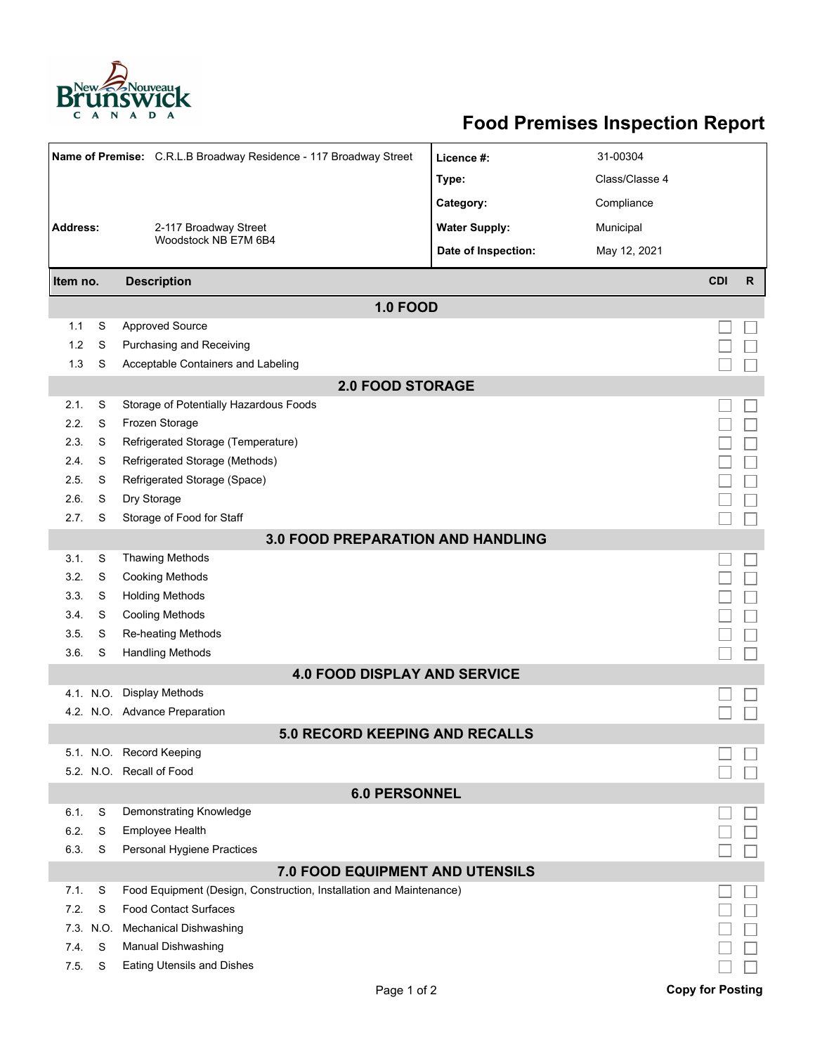# Food Premises Inspection Report

| | | | |
|---|---|---|---|
| **Name of Premise:** | C.R.L.B Broadway Residence - 117 Broadway Street | **Licence #:** | 31-00304 |
| | | **Type:** | Class/Classe 4 |
| | | **Category:** | Compliance |
| **Address:** | 2-117 Broadway Street Woodstock NB E7M 6B4 | **Water Supply:** | Municipal |
| | | **Date of Inspection:** | May 12, 2021 |

| Item no. | | Description | CDI | R |
|---|---|---|---|---|
| | | **1.0 FOOD** | | |
| 1.1 | S | Approved Source | ☐ | ☐ |
| 1.2 | S | Purchasing and Receiving | ☐ | ☐ |
| 1.3 | S | Acceptable Containers and Labeling | ☐ | ☐ |
| | | **2.0 FOOD STORAGE** | | |
| 2.1. | S | Storage of Potentially Hazardous Foods | ☐ | ☐ |
| 2.2. | S | Frozen Storage | ☐ | ☐ |
| 2.3. | S | Refrigerated Storage (Temperature) | ☐ | ☐ |
| 2.4. | S | Refrigerated Storage (Methods) | ☐ | ☐ |
| 2.5. | S | Refrigerated Storage (Space) | ☐ | ☐ |
| 2.6. | S | Dry Storage | ☐ | ☐ |
| 2.7. | S | Storage of Food for Staff | ☐ | ☐ |
| | | **3.0 FOOD PREPARATION AND HANDLING** | | |
| 3.1. | S | Thawing Methods | ☐ | ☐ |
| 3.2. | S | Cooking Methods | ☐ | ☐ |
| 3.3. | S | Holding Methods | ☐ | ☐ |
| 3.4. | S | Cooling Methods | ☐ | ☐ |
| 3.5. | S | Re-heating Methods | ☐ | ☐ |
| 3.6. | S | Handling Methods | ☐ | ☐ |
| | | **4.0 FOOD DISPLAY AND SERVICE** | | |
| 4.1. | N.O. | Display Methods | ☐ | ☐ |
| 4.2. | N.O. | Advance Preparation | ☐ | ☐ |
| | | **5.0 RECORD KEEPING AND RECALLS** | | |
| 5.1. | N.O. | Record Keeping | ☐ | ☐ |
| 5.2. | N.O. | Recall of Food | ☐ | ☐ |
| | | **6.0 PERSONNEL** | | |
| 6.1. | S | Demonstrating Knowledge | ☐ | ☐ |
| 6.2. | S | Employee Health | ☐ | ☐ |
| 6.3. | S | Personal Hygiene Practices | ☐ | ☐ |
| | | **7.0 FOOD EQUIPMENT AND UTENSILS** | | |
| 7.1. | S | Food Equipment (Design, Construction, Installation and Maintenance) | ☐ | ☐ |
| 7.2. | S | Food Contact Surfaces | ☐ | ☐ |
| 7.3. | N.O. | Mechanical Dishwashing | ☐ | ☐ |
| 7.4. | S | Manual Dishwashing | ☐ | ☐ |
| 7.5. | S | Eating Utensils and Dishes | ☐ | ☐ |

**Copy for Posting**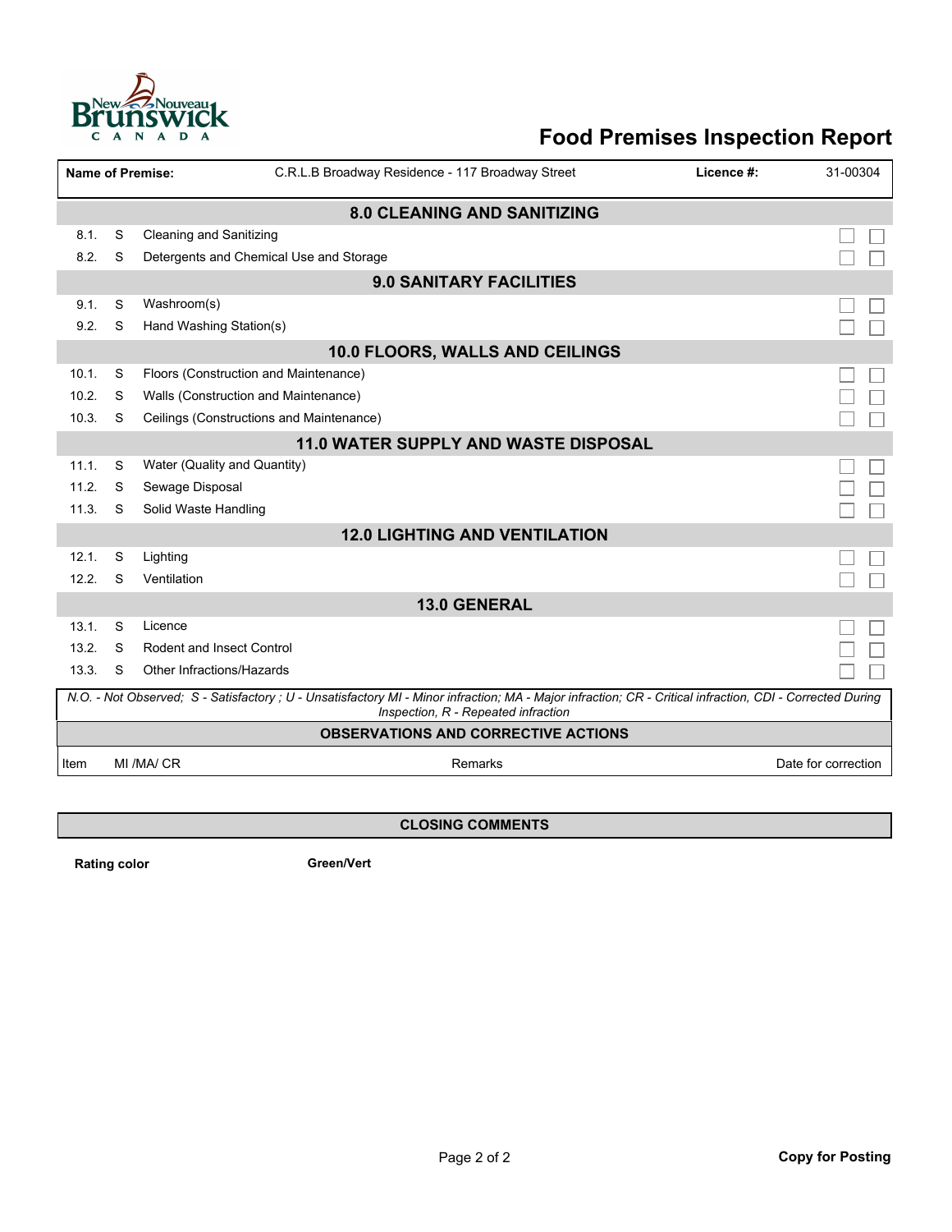# Food Premises Inspection Report

| **Name of Premise:** | C.R.L.B Broadway Residence - 117 Broadway Street | **Licence #:** | 31-00304 |
|---|---|---|---|

## 8.0 CLEANING AND SANITIZING

| | | | | |
|---|---|---|---|---|
| 8.1. | S | Cleaning and Sanitizing | ☐ | ☐ |
| 8.2. | S | Detergents and Chemical Use and Storage | ☐ | ☐ |

## 9.0 SANITARY FACILITIES

| | | | | |
|---|---|---|---|---|
| 9.1. | S | Washroom(s) | ☐ | ☐ |
| 9.2. | S | Hand Washing Station(s) | ☐ | ☐ |

## 10.0 FLOORS, WALLS AND CEILINGS

| | | | | |
|---|---|---|---|---|
| 10.1. | S | Floors (Construction and Maintenance) | ☐ | ☐ |
| 10.2. | S | Walls (Construction and Maintenance) | ☐ | ☐ |
| 10.3. | S | Ceilings (Constructions and Maintenance) | ☐ | ☐ |

## 11.0 WATER SUPPLY AND WASTE DISPOSAL

| | | | | |
|---|---|---|---|---|
| 11.1. | S | Water (Quality and Quantity) | ☐ | ☐ |
| 11.2. | S | Sewage Disposal | ☐ | ☐ |
| 11.3. | S | Solid Waste Handling | ☐ | ☐ |

## 12.0 LIGHTING AND VENTILATION

| | | | | |
|---|---|---|---|---|
| 12.1. | S | Lighting | ☐ | ☐ |
| 12.2. | S | Ventilation | ☐ | ☐ |

## 13.0 GENERAL

| | | | | |
|---|---|---|---|---|
| 13.1. | S | Licence | ☐ | ☐ |
| 13.2. | S | Rodent and Insect Control | ☐ | ☐ |
| 13.3. | S | Other Infractions/Hazards | ☐ | ☐ |

*N.O. - Not Observed; S - Satisfactory ; U - Unsatisfactory MI - Minor infraction; MA - Major infraction; CR - Critical infraction, CDI - Corrected During Inspection, R - Repeated infraction*

## OBSERVATIONS AND CORRECTIVE ACTIONS

| Item | MI /MA/ CR | Remarks | Date for correction |
|---|---|---|---|

## CLOSING COMMENTS

**Rating color** **Green/Vert**

**Copy for Posting**